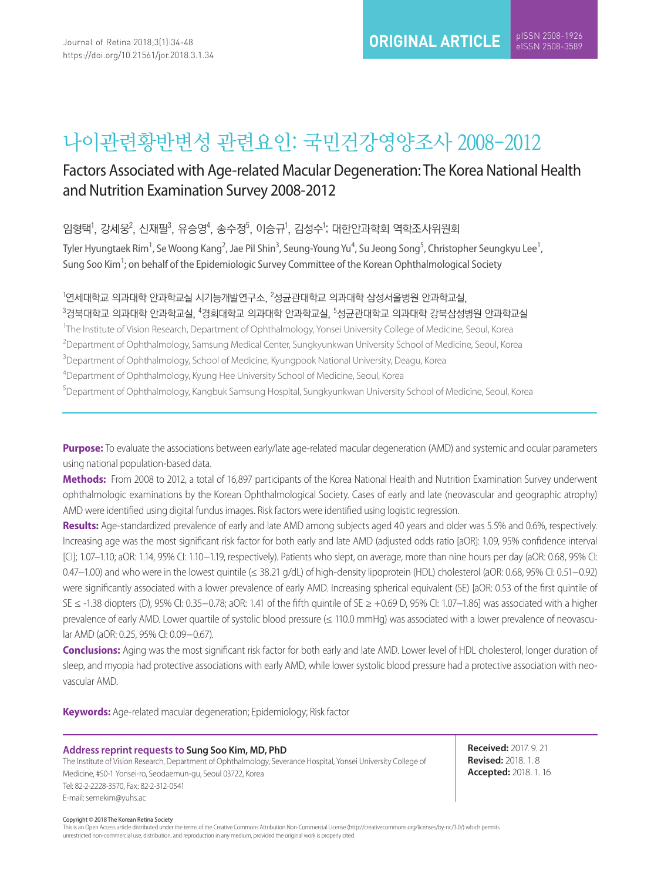ORIGINAL ARTICLE

# 나이관련황반변성 관련요인: 국민건강영양조사 2008-2012

## Factors Associated with Age-related Macular Degeneration: The Korea National Health and Nutrition Examination Survey 2008-2012

임형택[1], 강세웅[2], 신재필[3], 유승영[4], 송수정[5], 이승규[1], 김성수[1]; 대한안과학회 역학조사위원회

Tyler Hyungtaek Rim[1], Se Woong Kang[2], Jae Pil Shin[3], Seung-Young Yu[4], Su Jeong Song[5], Christopher Seungkyu Lee[1], Sung Soo Kim[1]; on behalf of the Epidemiologic Survey Committee of the Korean Ophthalmological Society

[1]연세대학교 의과대학 안과학교실 시기능개발연구소, [2]성균관대학교 의과대학 삼성서울병원 안과학교실, [3]경북대학교 의과대학 안과학교실, [4]경희대학교 의과대학 안과학교실, [5]성균관대학교 의과대학 강북삼성병원 안과학교실

[1]The Institute of Vision Research, Department of Ophthalmology, Yonsei University College of Medicine, Seoul, Korea
[2]Department of Ophthalmology, Samsung Medical Center, Sungkyunkwan University School of Medicine, Seoul, Korea
[3]Department of Ophthalmology, School of Medicine, Kyungpook National University, Deagu, Korea
[4]Department of Ophthalmology, Kyung Hee University School of Medicine, Seoul, Korea
[5]Department of Ophthalmology, Kangbuk Samsung Hospital, Sungkyunkwan University School of Medicine, Seoul, Korea

**Purpose:** To evaluate the associations between early/late age-related macular degeneration (AMD) and systemic and ocular parameters using national population-based data.

**Methods:** From 2008 to 2012, a total of 16,897 participants of the Korea National Health and Nutrition Examination Survey underwent ophthalmologic examinations by the Korean Ophthalmological Society. Cases of early and late (neovascular and geographic atrophy) AMD were identified using digital fundus images. Risk factors were identified using logistic regression.

**Results:** Age-standardized prevalence of early and late AMD among subjects aged 40 years and older was 5.5% and 0.6%, respectively. Increasing age was the most significant risk factor for both early and late AMD (adjusted odds ratio [aOR]: 1.09, 95% confidence interval [CI]; 1.07–1.10; aOR: 1.14, 95% CI: 1.10–1.19, respectively). Patients who slept, on average, more than nine hours per day (aOR: 0.68, 95% CI: 0.47–1.00) and who were in the lowest quintile (≤ 38.21 g/dL) of high-density lipoprotein (HDL) cholesterol (aOR: 0.68, 95% CI: 0.51–0.92) were significantly associated with a lower prevalence of early AMD. Increasing spherical equivalent (SE) [aOR: 0.53 of the first quintile of SE ≤ -1.38 diopters (D), 95% CI: 0.35–0.78; aOR: 1.41 of the fifth quintile of SE ≥ +0.69 D, 95% CI: 1.07–1.86] was associated with a higher prevalence of early AMD. Lower quartile of systolic blood pressure (≤ 110.0 mmHg) was associated with a lower prevalence of neovascular AMD (aOR: 0.25, 95% CI: 0.09–0.67).

**Conclusions:** Aging was the most significant risk factor for both early and late AMD. Lower level of HDL cholesterol, longer duration of sleep, and myopia had protective associations with early AMD, while lower systolic blood pressure had a protective association with neovascular AMD.

**Keywords:** Age-related macular degeneration; Epidemiology; Risk factor

**Address reprint requests to Sung Soo Kim, MD, PhD**
The Institute of Vision Research, Department of Ophthalmology, Severance Hospital, Yonsei University College of Medicine, #50-1 Yonsei-ro, Seodaemun-gu, Seoul 03722, Korea
Tel: 82-2-2228-3570, Fax: 82-2-312-0541
E-mail: semekim@yuhs.ac

**Received:** 2017. 9. 21
**Revised:** 2018. 1. 8
**Accepted:** 2018. 1. 16

Copyright © 2018 The Korean Retina Society
This is an Open Access article distributed under the terms of the Creative Commons Attribution Non-Commercial License (http://creativecommons.org/licenses/by-nc/3.0/) which permits unrestricted non-commercial use, distribution, and reproduction in any medium, provided the original work is properly cited.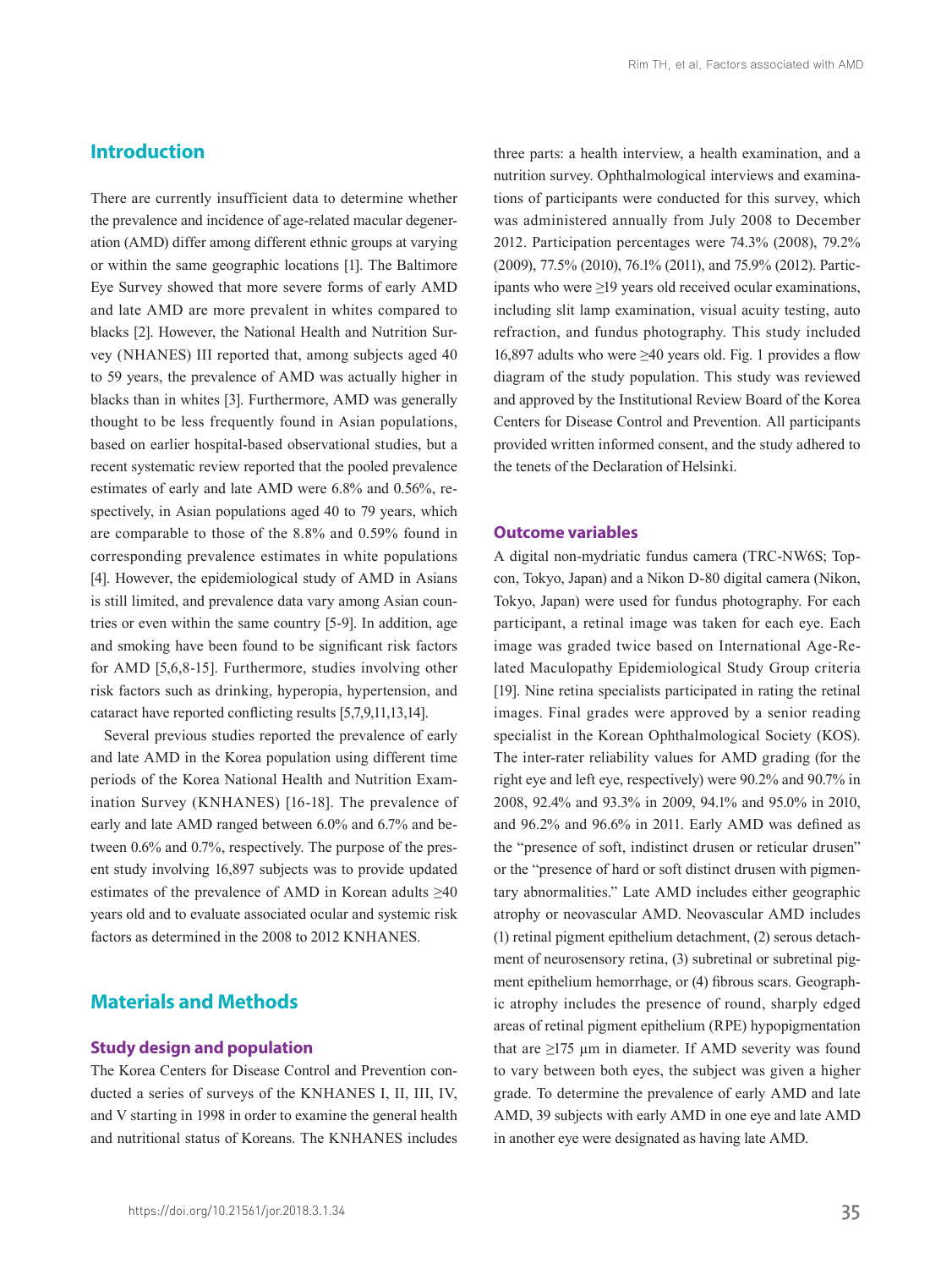## Introduction

There are currently insufficient data to determine whether the prevalence and incidence of age-related macular degeneration (AMD) differ among different ethnic groups at varying or within the same geographic locations [1]. The Baltimore Eye Survey showed that more severe forms of early AMD and late AMD are more prevalent in whites compared to blacks [2]. However, the National Health and Nutrition Survey (NHANES) III reported that, among subjects aged 40 to 59 years, the prevalence of AMD was actually higher in blacks than in whites [3]. Furthermore, AMD was generally thought to be less frequently found in Asian populations, based on earlier hospital-based observational studies, but a recent systematic review reported that the pooled prevalence estimates of early and late AMD were 6.8% and 0.56%, respectively, in Asian populations aged 40 to 79 years, which are comparable to those of the 8.8% and 0.59% found in corresponding prevalence estimates in white populations [4]. However, the epidemiological study of AMD in Asians is still limited, and prevalence data vary among Asian countries or even within the same country [5-9]. In addition, age and smoking have been found to be significant risk factors for AMD [5,6,8-15]. Furthermore, studies involving other risk factors such as drinking, hyperopia, hypertension, and cataract have reported conflicting results [5,7,9,11,13,14].

Several previous studies reported the prevalence of early and late AMD in the Korea population using different time periods of the Korea National Health and Nutrition Examination Survey (KNHANES) [16-18]. The prevalence of early and late AMD ranged between 6.0% and 6.7% and between 0.6% and 0.7%, respectively. The purpose of the present study involving 16,897 subjects was to provide updated estimates of the prevalence of AMD in Korean adults ≥40 years old and to evaluate associated ocular and systemic risk factors as determined in the 2008 to 2012 KNHANES.

## Materials and Methods

### Study design and population

The Korea Centers for Disease Control and Prevention conducted a series of surveys of the KNHANES I, II, III, IV, and V starting in 1998 in order to examine the general health and nutritional status of Koreans. The KNHANES includes three parts: a health interview, a health examination, and a nutrition survey. Ophthalmological interviews and examinations of participants were conducted for this survey, which was administered annually from July 2008 to December 2012. Participation percentages were 74.3% (2008), 79.2% (2009), 77.5% (2010), 76.1% (2011), and 75.9% (2012). Participants who were ≥19 years old received ocular examinations, including slit lamp examination, visual acuity testing, auto refraction, and fundus photography. This study included 16,897 adults who were ≥40 years old. Fig. 1 provides a flow diagram of the study population. This study was reviewed and approved by the Institutional Review Board of the Korea Centers for Disease Control and Prevention. All participants provided written informed consent, and the study adhered to the tenets of the Declaration of Helsinki.

### Outcome variables

A digital non-mydriatic fundus camera (TRC-NW6S; Topcon, Tokyo, Japan) and a Nikon D-80 digital camera (Nikon, Tokyo, Japan) were used for fundus photography. For each participant, a retinal image was taken for each eye. Each image was graded twice based on International Age-Related Maculopathy Epidemiological Study Group criteria [19]. Nine retina specialists participated in rating the retinal images. Final grades were approved by a senior reading specialist in the Korean Ophthalmological Society (KOS). The inter-rater reliability values for AMD grading (for the right eye and left eye, respectively) were 90.2% and 90.7% in 2008, 92.4% and 93.3% in 2009, 94.1% and 95.0% in 2010, and 96.2% and 96.6% in 2011. Early AMD was defined as the "presence of soft, indistinct drusen or reticular drusen" or the "presence of hard or soft distinct drusen with pigmentary abnormalities." Late AMD includes either geographic atrophy or neovascular AMD. Neovascular AMD includes (1) retinal pigment epithelium detachment, (2) serous detachment of neurosensory retina, (3) subretinal or subretinal pigment epithelium hemorrhage, or (4) fibrous scars. Geographic atrophy includes the presence of round, sharply edged areas of retinal pigment epithelium (RPE) hypopigmentation that are ≥175 µm in diameter. If AMD severity was found to vary between both eyes, the subject was given a higher grade. To determine the prevalence of early AMD and late AMD, 39 subjects with early AMD in one eye and late AMD in another eye were designated as having late AMD.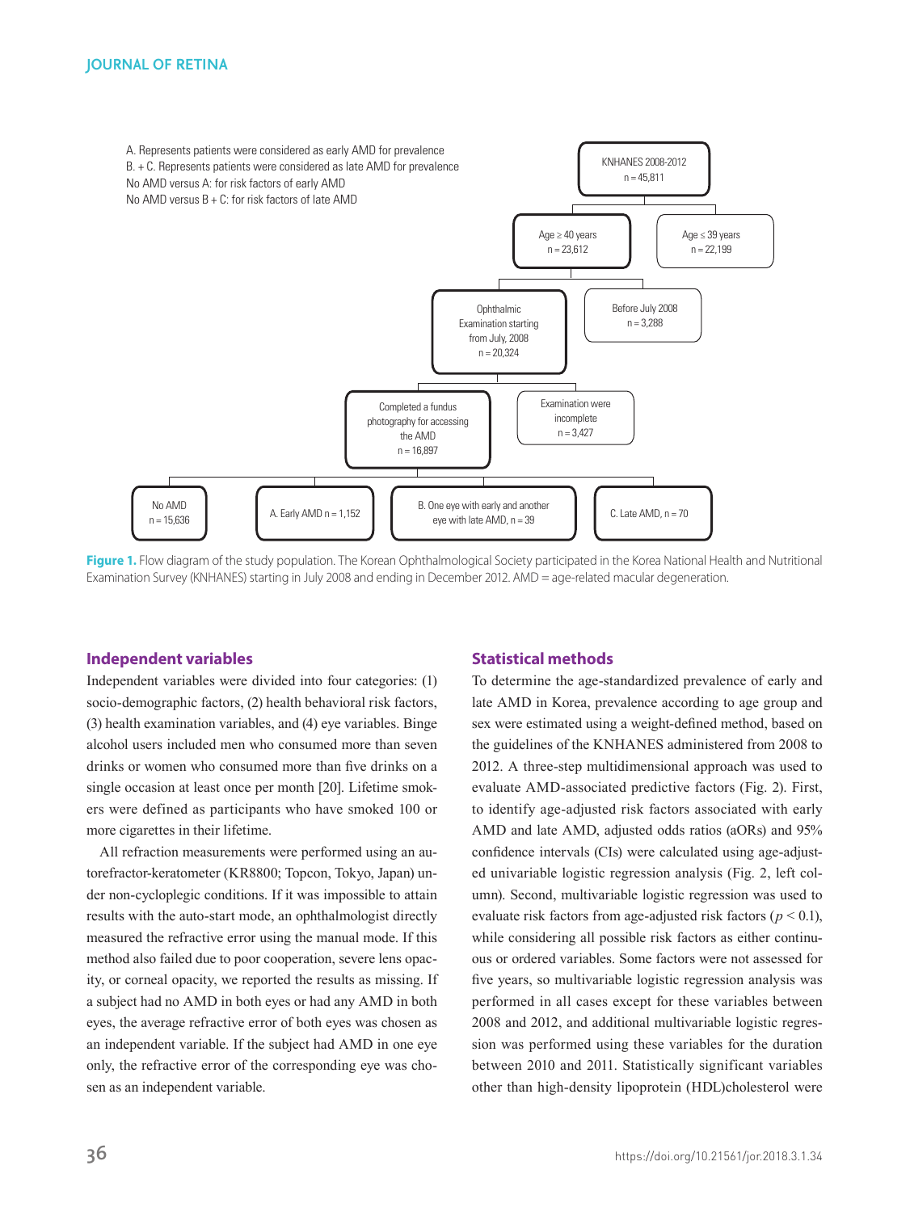A. Represents patients were considered as early AMD for prevalence
B. + C. Represents patients were considered as late AMD for prevalence
No AMD versus A: for risk factors of early AMD
No AMD versus B + C: for risk factors of late AMD

KNHANES 2008-2012
n = 45,811

Age ≥ 40 years
n = 23,612

Age ≤ 39 years
n = 22,199

Ophthalmic
Examination starting
from July, 2008
n = 20,324

Before July 2008
n = 3,288

Completed a fundus
photography for accessing
the AMD
n = 16,897

Examination were
incomplete
n = 3,427

No AMD
n = 15,636

A. Early AMD n = 1,152

B. One eye with early and another
eye with late AMD, n = 39

C. Late AMD, n = 70

**Figure 1.** Flow diagram of the study population. The Korean Ophthalmological Society participated in the Korea National Health and Nutritional Examination Survey (KNHANES) starting in July 2008 and ending in December 2012. AMD = age-related macular degeneration.

### Independent variables

Independent variables were divided into four categories: (1) socio-demographic factors, (2) health behavioral risk factors, (3) health examination variables, and (4) eye variables. Binge alcohol users included men who consumed more than seven drinks or women who consumed more than five drinks on a single occasion at least once per month [20]. Lifetime smokers were defined as participants who have smoked 100 or more cigarettes in their lifetime.

All refraction measurements were performed using an autorefractor-keratometer (KR8800; Topcon, Tokyo, Japan) under non-cycloplegic conditions. If it was impossible to attain results with the auto-start mode, an ophthalmologist directly measured the refractive error using the manual mode. If this method also failed due to poor cooperation, severe lens opacity, or corneal opacity, we reported the results as missing. If a subject had no AMD in both eyes or had any AMD in both eyes, the average refractive error of both eyes was chosen as an independent variable. If the subject had AMD in one eye only, the refractive error of the corresponding eye was chosen as an independent variable.

### Statistical methods

To determine the age-standardized prevalence of early and late AMD in Korea, prevalence according to age group and sex were estimated using a weight-defined method, based on the guidelines of the KNHANES administered from 2008 to 2012. A three-step multidimensional approach was used to evaluate AMD-associated predictive factors (Fig. 2). First, to identify age-adjusted risk factors associated with early AMD and late AMD, adjusted odds ratios (aORs) and 95% confidence intervals (CIs) were calculated using age-adjusted univariable logistic regression analysis (Fig. 2, left column). Second, multivariable logistic regression was used to evaluate risk factors from age-adjusted risk factors ($p < 0.1$), while considering all possible risk factors as either continuous or ordered variables. Some factors were not assessed for five years, so multivariable logistic regression analysis was performed in all cases except for these variables between 2008 and 2012, and additional multivariable logistic regression was performed using these variables for the duration between 2010 and 2011. Statistically significant variables other than high-density lipoprotein (HDL)cholesterol were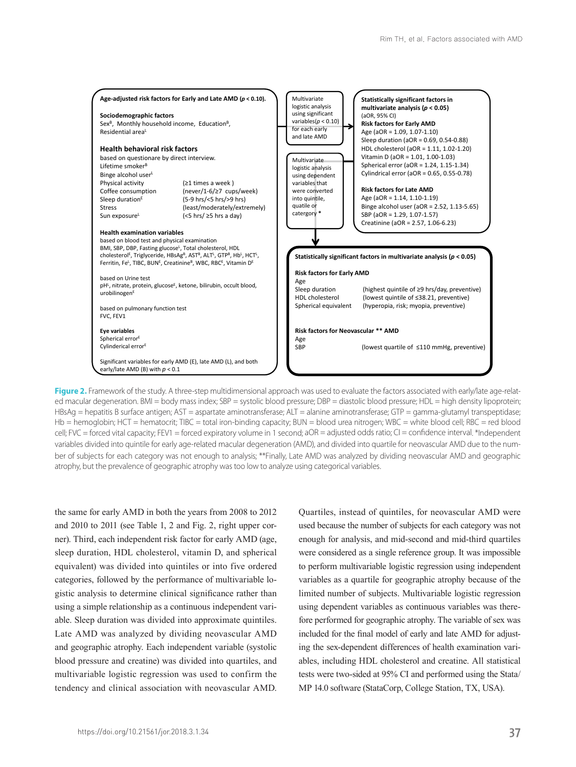Age-adjusted risk factors for Early and Late AMD ($p < 0.10$).

Sociodemographic factors
Sex[B], Monthly household income, Education[B], Residential area[L]

Health behavioral risk factors
based on questionare by direct interview.
Lifetime smoker[B]
Binge alcohol user[L]
Physical activity (≥1 times a week )
Coffee consumption (never/1-6/≥7 cups/week)
Sleep duration[E] (5-9 hrs/<5 hrs/>9 hrs)
Stress (least/moderately/extremely)
Sun exposure[L] (<5 hrs/ ≥5 hrs a day)

Health examination variables
based on blood test and physical examination
BMI, SBP, DBP, Fasting glucose[L], Total cholesterol, HDL cholesterol[E], Triglyceride, HBsAg[B], AST[B], ALT[L], GTP[B], Hb[L], HCT[L], Ferritin, Fe[L], TIBC, BUN[E], Creatinine[B], WBC, RBC[E], Vitamin D[E]

based on Urine test
pH[L], nitrate, protein, glucose[E], ketone, bilirubin, occult blood, urobilinogen[E]

based on pulmonary function test
FVC, FEV1

Eye variables
Spherical error[E]
Cylinderical error[E]

Significant variables for early AMD (E), late AMD (L), and both early/late AMD (B) with $p < 0.1$

Multivariate logistic analysis using significant variables($p < 0.10$) for each early and late AMD

Statistically significant factors in multivariate analysis ($p < 0.05$)
(aOR, 95% CI)
Risk factors for Early AMD
Age (aOR = 1.09, 1.07-1.10)
Sleep duration (aOR = 0.69, 0.54-0.88)
HDL cholesterol (aOR = 1.11, 1.02-1.20)
Vitamin D (aOR = 1.01, 1.00-1.03)
Spherical error (aOR = 1.24, 1.15-1.34)
Cylindrical error (aOR = 0.65, 0.55-0.78)

Risk factors for Late AMD
Age (aOR = 1.14, 1.10-1.19)
Binge alcohol user (aOR = 2.52, 1.13-5.65)
SBP (aOR = 1.29, 1.07-1.57)
Creatinine (aOR = 2.57, 1.06-6.23)

Multivariate logistic analysis using dependent variables that were converted into quintile, quatile or catergory *

Statistically significant factors in multivariate analysis ($p < 0.05$)

Risk factors for Early AMD
Age
Sleep duration (highest quintile of ≥9 hrs/day, preventive)
HDL cholesterol (lowest quintile of ≤38.21, preventive)
Spherical equivalent (hyperopia, risk; myopia, preventive)

Risk factors for Neovascular ** AMD
Age
SBP (lowest quartile of ≤110 mmHg, preventive)

**Figure 2.** Framework of the study. A three-step multidimensional approach was used to evaluate the factors associated with early/late age-related macular degeneration. BMI = body mass index; SBP = systolic blood pressure; DBP = diastolic blood pressure; HDL = high density lipoprotein; HBsAg = hepatitis B surface antigen; AST = aspartate aminotransferase; ALT = alanine aminotransferase; GTP = gamma-glutamyl transpeptidase; Hb = hemoglobin; HCT = hematocrit; TIBC = total iron-binding capacity; BUN = blood urea nitrogen; WBC = white blood cell; RBC = red blood cell; FVC = forced vital capacity; FEV1 = forced expiratory volume in 1 second; aOR = adjusted odds ratio; CI = confidence interval. *Independent variables divided into quintile for early age-related macular degeneration (AMD), and divided into quartile for neovascular AMD due to the number of subjects for each category was not enough to analysis; **Finally, Late AMD was analyzed by dividing neovascular AMD and geographic atrophy, but the prevalence of geographic atrophy was too low to analyze using categorical variables.

the same for early AMD in both the years from 2008 to 2012 and 2010 to 2011 (see Table 1, 2 and Fig. 2, right upper corner). Third, each independent risk factor for early AMD (age, sleep duration, HDL cholesterol, vitamin D, and spherical equivalent) was divided into quintiles or into five ordered categories, followed by the performance of multivariable logistic analysis to determine clinical significance rather than using a simple relationship as a continuous independent variable. Sleep duration was divided into approximate quintiles. Late AMD was analyzed by dividing neovascular AMD and geographic atrophy. Each independent variable (systolic blood pressure and creatine) was divided into quartiles, and multivariable logistic regression was used to confirm the tendency and clinical association with neovascular AMD. Quartiles, instead of quintiles, for neovascular AMD were used because the number of subjects for each category was not enough for analysis, and mid-second and mid-third quartiles were considered as a single reference group. It was impossible to perform multivariable logistic regression using independent variables as a quartile for geographic atrophy because of the limited number of subjects. Multivariable logistic regression using dependent variables as continuous variables was therefore performed for geographic atrophy. The variable of sex was included for the final model of early and late AMD for adjusting the sex-dependent differences of health examination variables, including HDL cholesterol and creatine. All statistical tests were two-sided at 95% CI and performed using the Stata/MP 14.0 software (StataCorp, College Station, TX, USA).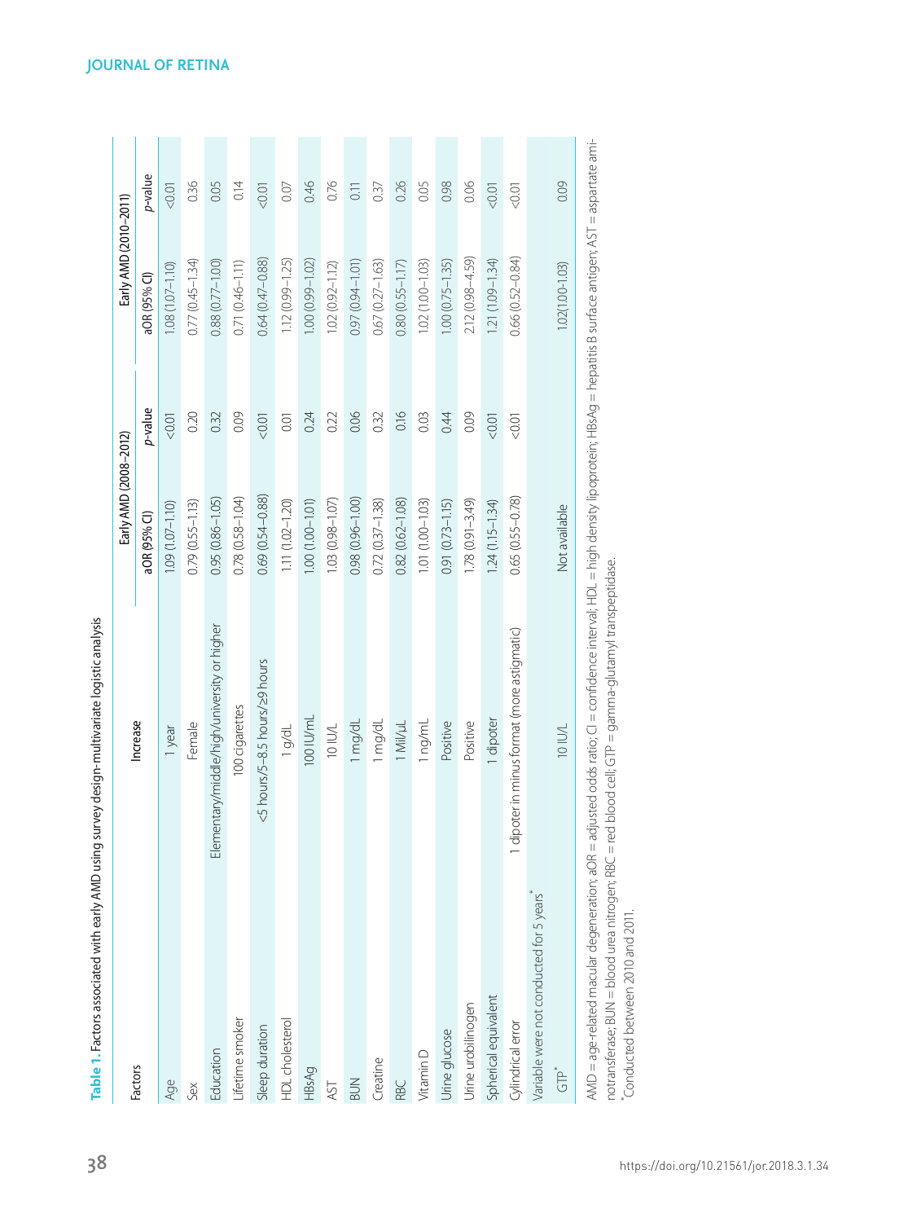**Table 1.** Factors associated with early AMD using survey design-multivariate logistic analysis

| Factors | Increase | Early AMD (2008–2012) | | Early AMD (2010–2011) | |
|---|---|---|---|---|---|
| | | aOR (95% CI) | *p*-value | aOR (95% CI) | *p*-value |
| Age | 1 year | 1.09 (1.07–1.10) | <0.01 | 1.08 (1.07–1.10) | <0.01 |
| Sex | Female | 0.79 (0.55–1.13) | 0.20 | 0.77 (0.45–1.34) | 0.36 |
| Education | Elementary/middle/high/university or higher | 0.95 (0.86–1.05) | 0.32 | 0.88 (0.77–1.00) | 0.05 |
| Lifetime smoker | 100 cigarettes | 0.78 (0.58–1.04) | 0.09 | 0.71 (0.46–1.11) | 0.14 |
| Sleep duration | <5 hours/5–8.5 hours/≥9 hours | 0.69 (0.54–0.88) | <0.01 | 0.64 (0.47–0.88) | <0.01 |
| HDL cholesterol | 1 g/dL | 1.11 (1.02–1.20) | 0.01 | 1.12 (0.99–1.25) | 0.07 |
| HBsAg | 100 IU/mL | 1.00 (1.00–1.01) | 0.24 | 1.00 (0.99–1.02) | 0.46 |
| AST | 10 IU/L | 1.03 (0.98–1.07) | 0.22 | 1.02 (0.92–1.12) | 0.76 |
| BUN | 1 mg/dL | 0.98 (0.96–1.00) | 0.06 | 0.97 (0.94–1.01) | 0.11 |
| Creatine | 1 mg/dL | 0.72 (0.37–1.38) | 0.32 | 0.67 (0.27–1.63) | 0.37 |
| RBC | 1 Mil/μL | 0.82 (0.62–1.08) | 0.16 | 0.80 (0.55–1.17) | 0.26 |
| Vitamin D | 1 ng/mL | 1.01 (1.00–1.03) | 0.03 | 1.02 (1.00–1.03) | 0.05 |
| Urine glucose | Positive | 0.91 (0.73–1.15) | 0.44 | 1.00 (0.75–1.35) | 0.98 |
| Urine urobilinogen | Positive | 1.78 (0.91–3.49) | 0.09 | 2.12 (0.98–4.59) | 0.06 |
| Spherical equivalent | 1 dipoter | 1.24 (1.15–1.34) | <0.01 | 1.21 (1.09–1.34) | <0.01 |
| Cylindrical error | 1 dipoter in minus format (more astigmatic) | 0.65 (0.55–0.78) | <0.01 | 0.66 (0.52–0.84) | <0.01 |
| Variable were not conducted for 5 years* | | | | | |
| GTP* | 10 IU/L | Not available | | 1.02(1.00-1.03) | 0.09 |

AMD = age-related macular degeneration; aOR = adjusted odds ratio; CI = confidence interval; HDL = high density lipoprotein; HBsAg = hepatitis B surface antigen; AST = aspartate aminotransferase; BUN = blood urea nitrogen; RBC = red blood cell; GTP = gamma-glutamyl transpeptidase.
*Conducted between 2010 and 2011.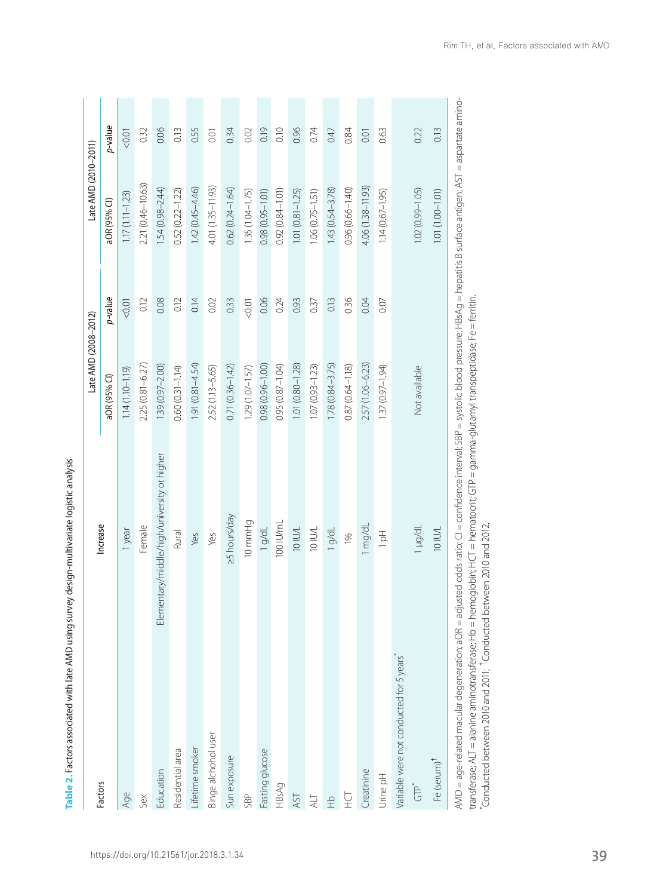**Table 2.** Factors associated with late AMD using survey design-multivariate logistic analysis

| Factors | Increase | Late AMD (2008–2012) | | Late AMD (2010–2011) | |
|---|---|---|---|---|---|
| | | aOR (95% CI) | p-value | aOR (95% CI) | p-value |
| Age | 1 year | 1.14 (1.10–1.19) | <0.01 | 1.17 (1.11–1.23) | <0.01 |
| Sex | Female | 2.25 (0.81–6.27) | 0.12 | 2.21 (0.46–10.63) | 0.32 |
| Education | Elementary/middle/high/university or higher | 1.39 (0.97–2.00) | 0.08 | 1.54 (0.98–2.44) | 0.06 |
| Residential area | Rural | 0.60 (0.31–1.14) | 0.12 | 0.52 (0.22–1.22) | 0.13 |
| Lifetime smoker | Yes | 1.91 (0.81–4.54) | 0.14 | 1.42 (0.45–4.46) | 0.55 |
| Binge alcohol user | Yes | 2.52 (1.13–5.65) | 0.02 | 4.01 (1.35–11.93) | 0.01 |
| Sun exposure | ≥5 hours/day | 0.71 (0.36–1.42) | 0.33 | 0.62 (0.24–1.64) | 0.34 |
| SBP | 10 mmHg | 1.29 (1.07–1.57) | <0.01 | 1.35 (1.04–1.75) | 0.02 |
| Fasting glucose | 1 g/dL | 0.98 (0.96–1.00) | 0.06 | 0.98 (0.95–1.01) | 0.19 |
| HBsAg | 100 IU/mL | 0.95 (0.87–1.04) | 0.24 | 0.92 (0.84–1.01) | 0.10 |
| AST | 10 IU/L | 1.01 (0.80–1.28) | 0.93 | 1.01 (0.81–1.25) | 0.96 |
| ALT | 10 IU/L | 1.07 (0.93–1.23) | 0.37 | 1.06 (0.75–1.51) | 0.74 |
| Hb | 1 g/dL | 1.78 (0.84–3.75) | 0.13 | 1.43 (0.54–3.78) | 0.47 |
| HCT | 1% | 0.87 (0.64–1.18) | 0.36 | 0.96 (0.66–1.40) | 0.84 |
| Creatinine | 1 mg/dL | 2.57 (1.06–6.23) | 0.04 | 4.06 (1.38–11.93) | 0.01 |
| Urine pH | 1 pH | 1.37 (0.97–1.94) | 0.07 | 1.14 (0.67–1.95) | 0.63 |
| Variable were not conducted for 5 years* | | | | | |
| GTP* | 1 µg/dL | Not available | | 1.02 (0.99–1.05) | 0.22 |
| Fe (serum)† | 10 IU/L | | | 1.01 (1.00–1.01) | 0.13 |

AMD = age-related macular degeneration; aOR = adjusted odds ratio; CI = confidence interval; SBP = systolic blood pressure; HBsAg = hepatitis B surface antigen; AST = aspartate aminotransferase; ALT = alanine aminotransferase; Hb = hemoglobin; HCT = hematocrit; GTP = gamma-glutamyl transpeptidase; Fe = ferritin.

*Conducted between 2010 and 2011; †Conducted between 2010 and 2012.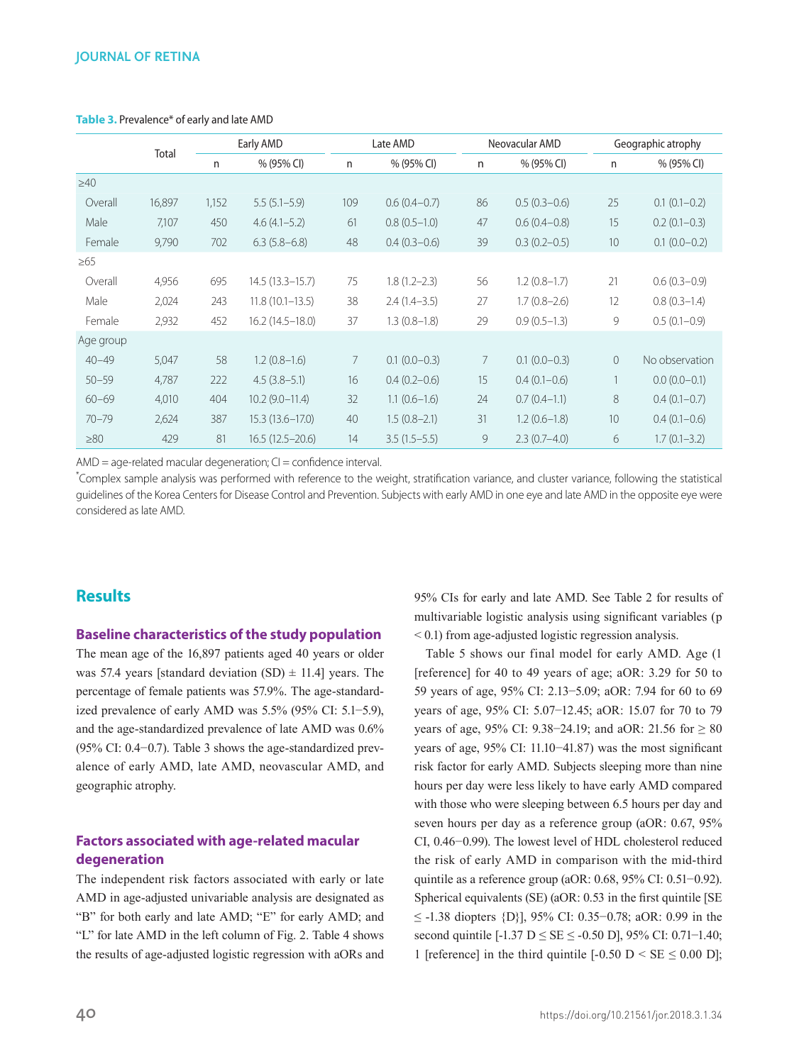**Table 3.** Prevalence* of early and late AMD

| | Total | Early AMD | | Late AMD | | Neovacular AMD | | Geographic atrophy | |
|---|---|---|---|---|---|---|---|---|---|
| | | n | % (95% CI) | n | % (95% CI) | n | % (95% CI) | n | % (95% CI) |
| ≥40 | | | | | | | | | |
| Overall | 16,897 | 1,152 | 5.5 (5.1–5.9) | 109 | 0.6 (0.4–0.7) | 86 | 0.5 (0.3–0.6) | 25 | 0.1 (0.1–0.2) |
| Male | 7,107 | 450 | 4.6 (4.1–5.2) | 61 | 0.8 (0.5–1.0) | 47 | 0.6 (0.4–0.8) | 15 | 0.2 (0.1–0.3) |
| Female | 9,790 | 702 | 6.3 (5.8–6.8) | 48 | 0.4 (0.3–0.6) | 39 | 0.3 (0.2–0.5) | 10 | 0.1 (0.0–0.2) |
| ≥65 | | | | | | | | | |
| Overall | 4,956 | 695 | 14.5 (13.3–15.7) | 75 | 1.8 (1.2–2.3) | 56 | 1.2 (0.8–1.7) | 21 | 0.6 (0.3–0.9) |
| Male | 2,024 | 243 | 11.8 (10.1–13.5) | 38 | 2.4 (1.4–3.5) | 27 | 1.7 (0.8–2.6) | 12 | 0.8 (0.3–1.4) |
| Female | 2,932 | 452 | 16.2 (14.5–18.0) | 37 | 1.3 (0.8–1.8) | 29 | 0.9 (0.5–1.3) | 9 | 0.5 (0.1–0.9) |
| Age group | | | | | | | | | |
| 40–49 | 5,047 | 58 | 1.2 (0.8–1.6) | 7 | 0.1 (0.0–0.3) | 7 | 0.1 (0.0–0.3) | 0 | No observation |
| 50–59 | 4,787 | 222 | 4.5 (3.8–5.1) | 16 | 0.4 (0.2–0.6) | 15 | 0.4 (0.1–0.6) | 1 | 0.0 (0.0–0.1) |
| 60–69 | 4,010 | 404 | 10.2 (9.0–11.4) | 32 | 1.1 (0.6–1.6) | 24 | 0.7 (0.4–1.1) | 8 | 0.4 (0.1–0.7) |
| 70–79 | 2,624 | 387 | 15.3 (13.6–17.0) | 40 | 1.5 (0.8–2.1) | 31 | 1.2 (0.6–1.8) | 10 | 0.4 (0.1–0.6) |
| ≥80 | 429 | 81 | 16.5 (12.5–20.6) | 14 | 3.5 (1.5–5.5) | 9 | 2.3 (0.7–4.0) | 6 | 1.7 (0.1–3.2) |

AMD = age-related macular degeneration; CI = confidence interval.

*Complex sample analysis was performed with reference to the weight, stratification variance, and cluster variance, following the statistical guidelines of the Korea Centers for Disease Control and Prevention. Subjects with early AMD in one eye and late AMD in the opposite eye were considered as late AMD.

## Results

### Baseline characteristics of the study population

The mean age of the 16,897 patients aged 40 years or older was 57.4 years [standard deviation (SD) ± 11.4] years. The percentage of female patients was 57.9%. The age-standardized prevalence of early AMD was 5.5% (95% CI: 5.1–5.9), and the age-standardized prevalence of late AMD was 0.6% (95% CI: 0.4–0.7). Table 3 shows the age-standardized prevalence of early AMD, late AMD, neovascular AMD, and geographic atrophy.

### Factors associated with age-related macular degeneration

The independent risk factors associated with early or late AMD in age-adjusted univariable analysis are designated as "B" for both early and late AMD; "E" for early AMD; and "L" for late AMD in the left column of Fig. 2. Table 4 shows the results of age-adjusted logistic regression with aORs and 95% CIs for early and late AMD. See Table 2 for results of multivariable logistic analysis using significant variables ($p < 0.1$) from age-adjusted logistic regression analysis.

Table 5 shows our final model for early AMD. Age (1 [reference] for 40 to 49 years of age; aOR: 3.29 for 50 to 59 years of age, 95% CI: 2.13–5.09; aOR: 7.94 for 60 to 69 years of age, 95% CI: 5.07–12.45; aOR: 15.07 for 70 to 79 years of age, 95% CI: 9.38–24.19; and aOR: 21.56 for ≥ 80 years of age, 95% CI: 11.10–41.87) was the most significant risk factor for early AMD. Subjects sleeping more than nine hours per day were less likely to have early AMD compared with those who were sleeping between 6.5 hours per day and seven hours per day as a reference group (aOR: 0.67, 95% CI, 0.46–0.99). The lowest level of HDL cholesterol reduced the risk of early AMD in comparison with the mid-third quintile as a reference group (aOR: 0.68, 95% CI: 0.51–0.92). Spherical equivalents (SE) (aOR: 0.53 in the first quintile [SE ≤ -1.38 diopters {D}], 95% CI: 0.35–0.78; aOR: 0.99 in the second quintile [-1.37 D ≤ SE ≤ -0.50 D], 95% CI: 0.71–1.40; 1 [reference] in the third quintile [-0.50 D < SE ≤ 0.00 D];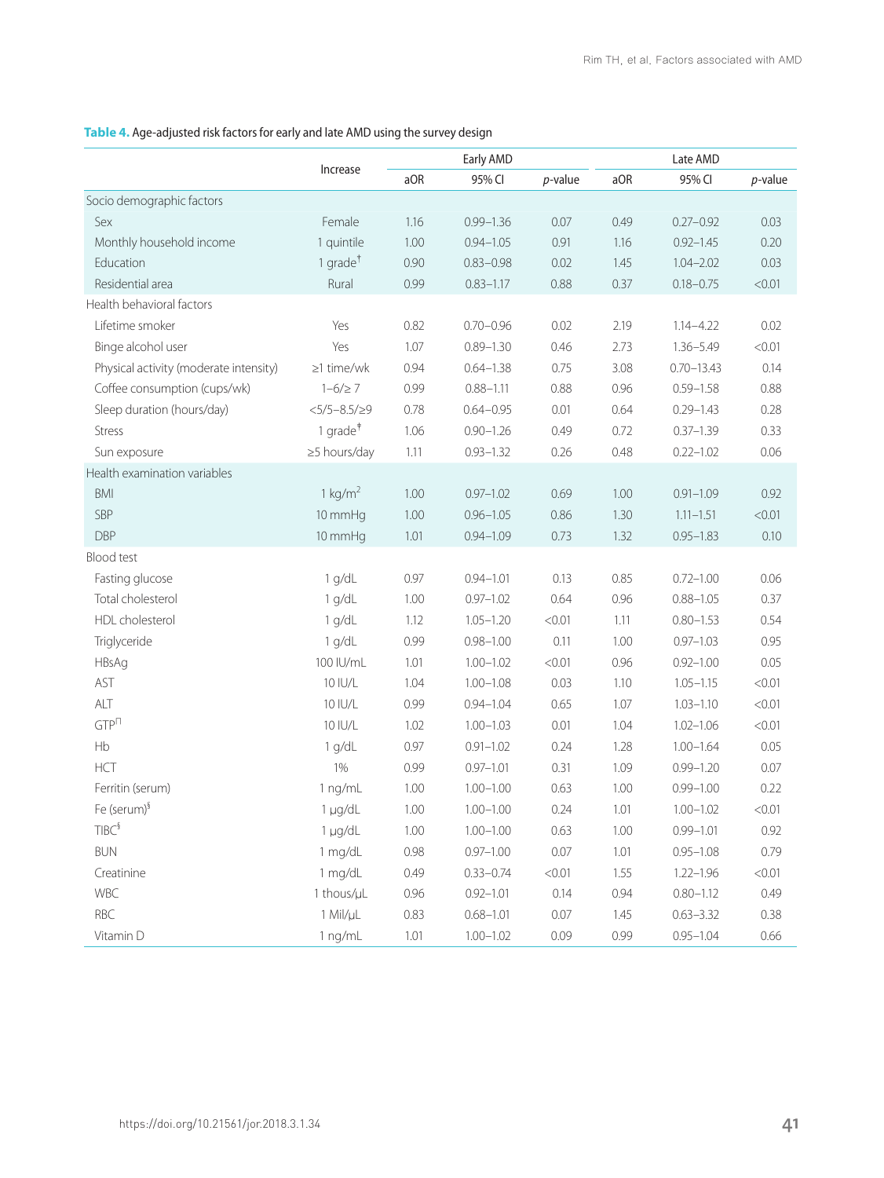**Table 4.** Age-adjusted risk factors for early and late AMD using the survey design

| | Increase | Early AMD | | | Late AMD | | |
|---|---|---|---|---|---|---|---|
| | | aOR | 95% CI | *p*-value | aOR | 95% CI | *p*-value |
| Socio demographic factors | | | | | | | |
| Sex | Female | 1.16 | 0.99–1.36 | 0.07 | 0.49 | 0.27–0.92 | 0.03 |
| Monthly household income | 1 quintile | 1.00 | 0.94–1.05 | 0.91 | 1.16 | 0.92–1.45 | 0.20 |
| Education | 1 grade[†] | 0.90 | 0.83–0.98 | 0.02 | 1.45 | 1.04–2.02 | 0.03 |
| Residential area | Rural | 0.99 | 0.83–1.17 | 0.88 | 0.37 | 0.18–0.75 | <0.01 |
| Health behavioral factors | | | | | | | |
| Lifetime smoker | Yes | 0.82 | 0.70–0.96 | 0.02 | 2.19 | 1.14–4.22 | 0.02 |
| Binge alcohol user | Yes | 1.07 | 0.89–1.30 | 0.46 | 2.73 | 1.36–5.49 | <0.01 |
| Physical activity (moderate intensity) | ≥1 time/wk | 0.94 | 0.64–1.38 | 0.75 | 3.08 | 0.70–13.43 | 0.14 |
| Coffee consumption (cups/wk) | 1–6/≥ 7 | 0.99 | 0.88–1.11 | 0.88 | 0.96 | 0.59–1.58 | 0.88 |
| Sleep duration (hours/day) | <5/5–8.5/≥9 | 0.78 | 0.64–0.95 | 0.01 | 0.64 | 0.29–1.43 | 0.28 |
| Stress | 1 grade[‡] | 1.06 | 0.90–1.26 | 0.49 | 0.72 | 0.37–1.39 | 0.33 |
| Sun exposure | ≥5 hours/day | 1.11 | 0.93–1.32 | 0.26 | 0.48 | 0.22–1.02 | 0.06 |
| Health examination variables | | | | | | | |
| BMI | 1 kg/m$^2$ | 1.00 | 0.97–1.02 | 0.69 | 1.00 | 0.91–1.09 | 0.92 |
| SBP | 10 mmHg | 1.00 | 0.96–1.05 | 0.86 | 1.30 | 1.11–1.51 | <0.01 |
| DBP | 10 mmHg | 1.01 | 0.94–1.09 | 0.73 | 1.32 | 0.95–1.83 | 0.10 |
| Blood test | | | | | | | |
| Fasting glucose | 1 g/dL | 0.97 | 0.94–1.01 | 0.13 | 0.85 | 0.72–1.00 | 0.06 |
| Total cholesterol | 1 g/dL | 1.00 | 0.97–1.02 | 0.64 | 0.96 | 0.88–1.05 | 0.37 |
| HDL cholesterol | 1 g/dL | 1.12 | 1.05–1.20 | <0.01 | 1.11 | 0.80–1.53 | 0.54 |
| Triglyceride | 1 g/dL | 0.99 | 0.98–1.00 | 0.11 | 1.00 | 0.97–1.03 | 0.95 |
| HBsAg | 100 IU/mL | 1.01 | 1.00–1.02 | <0.01 | 0.96 | 0.92–1.00 | 0.05 |
| AST | 10 IU/L | 1.04 | 1.00–1.08 | 0.03 | 1.10 | 1.05–1.15 | <0.01 |
| ALT | 10 IU/L | 0.99 | 0.94–1.04 | 0.65 | 1.07 | 1.03–1.10 | <0.01 |
| GTP[Π] | 10 IU/L | 1.02 | 1.00–1.03 | 0.01 | 1.04 | 1.02–1.06 | <0.01 |
| Hb | 1 g/dL | 0.97 | 0.91–1.02 | 0.24 | 1.28 | 1.00–1.64 | 0.05 |
| HCT | 1% | 0.99 | 0.97–1.01 | 0.31 | 1.09 | 0.99–1.20 | 0.07 |
| Ferritin (serum) | 1 ng/mL | 1.00 | 1.00–1.00 | 0.63 | 1.00 | 0.99–1.00 | 0.22 |
| Fe (serum)[§] | 1 µg/dL | 1.00 | 1.00–1.00 | 0.24 | 1.01 | 1.00–1.02 | <0.01 |
| TIBC[§] | 1 µg/dL | 1.00 | 1.00–1.00 | 0.63 | 1.00 | 0.99–1.01 | 0.92 |
| BUN | 1 mg/dL | 0.98 | 0.97–1.00 | 0.07 | 1.01 | 0.95–1.08 | 0.79 |
| Creatinine | 1 mg/dL | 0.49 | 0.33–0.74 | <0.01 | 1.55 | 1.22–1.96 | <0.01 |
| WBC | 1 thous/µL | 0.96 | 0.92–1.01 | 0.14 | 0.94 | 0.80–1.12 | 0.49 |
| RBC | 1 Mil/µL | 0.83 | 0.68–1.01 | 0.07 | 1.45 | 0.63–3.32 | 0.38 |
| Vitamin D | 1 ng/mL | 1.01 | 1.00–1.02 | 0.09 | 0.99 | 0.95–1.04 | 0.66 |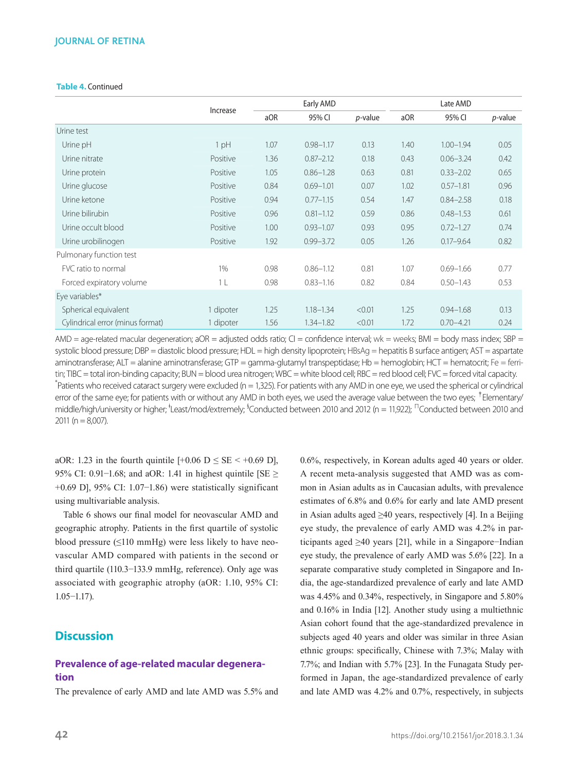**Table 4.** Continued

| | Increase | Early AMD | | | Late AMD | | |
|---|---|---|---|---|---|---|---|
| | | aOR | 95% CI | *p*-value | aOR | 95% CI | *p*-value |
| Urine test | | | | | | | |
| Urine pH | 1 pH | 1.07 | 0.98–1.17 | 0.13 | 1.40 | 1.00–1.94 | 0.05 |
| Urine nitrate | Positive | 1.36 | 0.87–2.12 | 0.18 | 0.43 | 0.06–3.24 | 0.42 |
| Urine protein | Positive | 1.05 | 0.86–1.28 | 0.63 | 0.81 | 0.33–2.02 | 0.65 |
| Urine glucose | Positive | 0.84 | 0.69–1.01 | 0.07 | 1.02 | 0.57–1.81 | 0.96 |
| Urine ketone | Positive | 0.94 | 0.77–1.15 | 0.54 | 1.47 | 0.84–2.58 | 0.18 |
| Urine bilirubin | Positive | 0.96 | 0.81–1.12 | 0.59 | 0.86 | 0.48–1.53 | 0.61 |
| Urine occult blood | Positive | 1.00 | 0.93–1.07 | 0.93 | 0.95 | 0.72–1.27 | 0.74 |
| Urine urobilinogen | Positive | 1.92 | 0.99–3.72 | 0.05 | 1.26 | 0.17–9.64 | 0.82 |
| Pulmonary function test | | | | | | | |
| FVC ratio to normal | 1% | 0.98 | 0.86–1.12 | 0.81 | 1.07 | 0.69–1.66 | 0.77 |
| Forced expiratory volume | 1 L | 0.98 | 0.83–1.16 | 0.82 | 0.84 | 0.50–1.43 | 0.53 |
| Eye variables* | | | | | | | |
| Spherical equivalent | 1 dipoter | 1.25 | 1.18–1.34 | <0.01 | 1.25 | 0.94–1.68 | 0.13 |
| Cylindrical error (minus format) | 1 dipoter | 1.56 | 1.34–1.82 | <0.01 | 1.72 | 0.70–4.21 | 0.24 |

AMD = age-related macular degeneration; aOR = adjusted odds ratio; CI = confidence interval; wk = weeks; BMI = body mass index; SBP = systolic blood pressure; DBP = diastolic blood pressure; HDL = high density lipoprotein; HBsAg = hepatitis B surface antigen; AST = aspartate aminotransferase; ALT = alanine aminotransferase; GTP = gamma-glutamyl transpeptidase; Hb = hemoglobin; HCT = hematocrit; Fe = ferritin; TIBC = total iron-binding capacity; BUN = blood urea nitrogen; WBC = white blood cell; RBC = red blood cell; FVC = forced vital capacity.
*Patients who received cataract surgery were excluded (n = 1,325). For patients with any AMD in one eye, we used the spherical or cylindrical error of the same eye; for patients with or without any AMD in both eyes, we used the average value between the two eyes; †Elementary/middle/high/university or higher; ‡Least/mod/extremely; §Conducted between 2010 and 2012 (n = 11,922); ∏Conducted between 2010 and 2011 (n = 8,007).

aOR: 1.23 in the fourth quintile [+0.06 D ≤ SE < +0.69 D], 95% CI: 0.91–1.68; and aOR: 1.41 in highest quintile [SE ≥ +0.69 D], 95% CI: 1.07–1.86) were statistically significant using multivariable analysis.

Table 6 shows our final model for neovascular AMD and geographic atrophy. Patients in the first quartile of systolic blood pressure (≤110 mmHg) were less likely to have neovascular AMD compared with patients in the second or third quartile (110.3–133.9 mmHg, reference). Only age was associated with geographic atrophy (aOR: 1.10, 95% CI: 1.05–1.17).

## Discussion

### Prevalence of age-related macular degeneration

The prevalence of early AMD and late AMD was 5.5% and 0.6%, respectively, in Korean adults aged 40 years or older. A recent meta-analysis suggested that AMD was as common in Asian adults as in Caucasian adults, with prevalence estimates of 6.8% and 0.6% for early and late AMD present in Asian adults aged ≥40 years, respectively [4]. In a Beijing eye study, the prevalence of early AMD was 4.2% in participants aged ≥40 years [21], while in a Singapore–Indian eye study, the prevalence of early AMD was 5.6% [22]. In a separate comparative study completed in Singapore and India, the age-standardized prevalence of early and late AMD was 4.45% and 0.34%, respectively, in Singapore and 5.80% and 0.16% in India [12]. Another study using a multiethnic Asian cohort found that the age-standardized prevalence in subjects aged 40 years and older was similar in three Asian ethnic groups: specifically, Chinese with 7.3%; Malay with 7.7%; and Indian with 5.7% [23]. In the Funagata Study performed in Japan, the age-standardized prevalence of early and late AMD was 4.2% and 0.7%, respectively, in subjects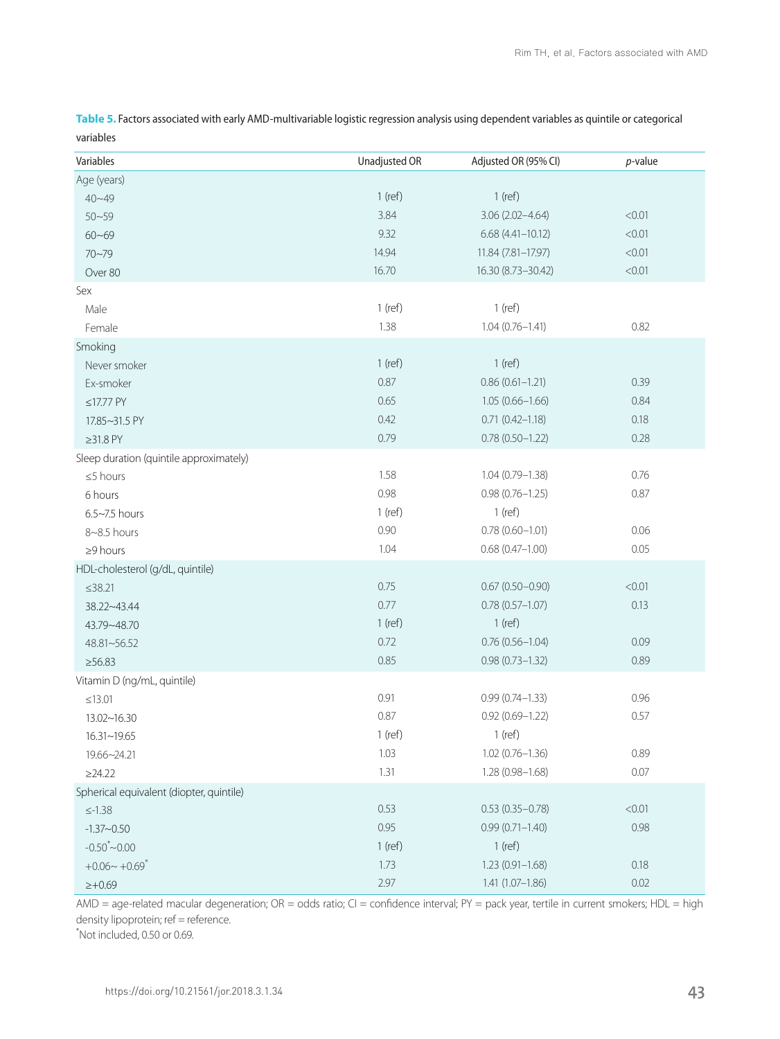**Table 5.** Factors associated with early AMD-multivariable logistic regression analysis using dependent variables as quintile or categorical variables

| Variables | Unadjusted OR | Adjusted OR (95% CI) | *p*-value |
|---|---|---|---|
| Age (years) | | | |
| 40~49 | 1 (ref) | 1 (ref) | |
| 50~59 | 3.84 | 3.06 (2.02–4.64) | <0.01 |
| 60~69 | 9.32 | 6.68 (4.41–10.12) | <0.01 |
| 70~79 | 14.94 | 11.84 (7.81–17.97) | <0.01 |
| Over 80 | 16.70 | 16.30 (8.73–30.42) | <0.01 |
| Sex | | | |
| Male | 1 (ref) | 1 (ref) | |
| Female | 1.38 | 1.04 (0.76–1.41) | 0.82 |
| Smoking | | | |
| Never smoker | 1 (ref) | 1 (ref) | |
| Ex-smoker | 0.87 | 0.86 (0.61–1.21) | 0.39 |
| ≤17.77 PY | 0.65 | 1.05 (0.66–1.66) | 0.84 |
| 17.85~31.5 PY | 0.42 | 0.71 (0.42–1.18) | 0.18 |
| ≥31.8 PY | 0.79 | 0.78 (0.50–1.22) | 0.28 |
| Sleep duration (quintile approximately) | | | |
| ≤5 hours | 1.58 | 1.04 (0.79–1.38) | 0.76 |
| 6 hours | 0.98 | 0.98 (0.76–1.25) | 0.87 |
| 6.5~7.5 hours | 1 (ref) | 1 (ref) | |
| 8~8.5 hours | 0.90 | 0.78 (0.60–1.01) | 0.06 |
| ≥9 hours | 1.04 | 0.68 (0.47–1.00) | 0.05 |
| HDL-cholesterol (g/dL, quintile) | | | |
| ≤38.21 | 0.75 | 0.67 (0.50–0.90) | <0.01 |
| 38.22~43.44 | 0.77 | 0.78 (0.57–1.07) | 0.13 |
| 43.79~48.70 | 1 (ref) | 1 (ref) | |
| 48.81~56.52 | 0.72 | 0.76 (0.56–1.04) | 0.09 |
| ≥56.83 | 0.85 | 0.98 (0.73–1.32) | 0.89 |
| Vitamin D (ng/mL, quintile) | | | |
| ≤13.01 | 0.91 | 0.99 (0.74–1.33) | 0.96 |
| 13.02~16.30 | 0.87 | 0.92 (0.69–1.22) | 0.57 |
| 16.31~19.65 | 1 (ref) | 1 (ref) | |
| 19.66~24.21 | 1.03 | 1.02 (0.76–1.36) | 0.89 |
| ≥24.22 | 1.31 | 1.28 (0.98–1.68) | 0.07 |
| Spherical equivalent (diopter, quintile) | | | |
| ≤-1.38 | 0.53 | 0.53 (0.35–0.78) | <0.01 |
| -1.37~0.50 | 0.95 | 0.99 (0.71–1.40) | 0.98 |
| -0.50*~0.00 | 1 (ref) | 1 (ref) | |
| +0.06~ +0.69* | 1.73 | 1.23 (0.91–1.68) | 0.18 |
| ≥+0.69 | 2.97 | 1.41 (1.07–1.86) | 0.02 |

AMD = age-related macular degeneration; OR = odds ratio; CI = confidence interval; PY = pack year, tertile in current smokers; HDL = high density lipoprotein; ref = reference.
*Not included, 0.50 or 0.69.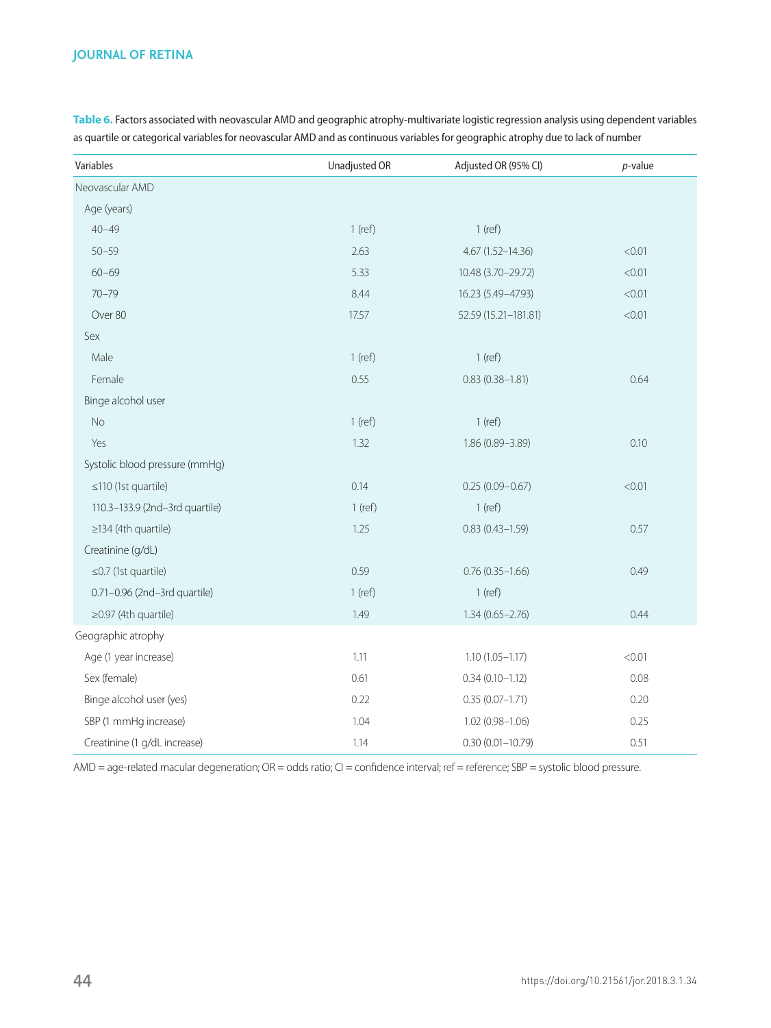**Table 6.** Factors associated with neovascular AMD and geographic atrophy-multivariate logistic regression analysis using dependent variables as quartile or categorical variables for neovascular AMD and as continuous variables for geographic atrophy due to lack of number

| Variables | Unadjusted OR | Adjusted OR (95% CI) | *p*-value |
|---|---|---|---|
| Neovascular AMD | | | |
| Age (years) | | | |
| 40–49 | 1 (ref) | 1 (ref) | |
| 50–59 | 2.63 | 4.67 (1.52–14.36) | <0.01 |
| 60–69 | 5.33 | 10.48 (3.70–29.72) | <0.01 |
| 70–79 | 8.44 | 16.23 (5.49–47.93) | <0.01 |
| Over 80 | 17.57 | 52.59 (15.21–181.81) | <0.01 |
| Sex | | | |
| Male | 1 (ref) | 1 (ref) | |
| Female | 0.55 | 0.83 (0.38–1.81) | 0.64 |
| Binge alcohol user | | | |
| No | 1 (ref) | 1 (ref) | |
| Yes | 1.32 | 1.86 (0.89–3.89) | 0.10 |
| Systolic blood pressure (mmHg) | | | |
| ≤110 (1st quartile) | 0.14 | 0.25 (0.09–0.67) | <0.01 |
| 110.3–133.9 (2nd–3rd quartile) | 1 (ref) | 1 (ref) | |
| ≥134 (4th quartile) | 1.25 | 0.83 (0.43–1.59) | 0.57 |
| Creatinine (g/dL) | | | |
| ≤0.7 (1st quartile) | 0.59 | 0.76 (0.35–1.66) | 0.49 |
| 0.71–0.96 (2nd–3rd quartile) | 1 (ref) | 1 (ref) | |
| ≥0.97 (4th quartile) | 1.49 | 1.34 (0.65–2.76) | 0.44 |
| Geographic atrophy | | | |
| Age (1 year increase) | 1.11 | 1.10 (1.05–1.17) | <0.01 |
| Sex (female) | 0.61 | 0.34 (0.10–1.12) | 0.08 |
| Binge alcohol user (yes) | 0.22 | 0.35 (0.07–1.71) | 0.20 |
| SBP (1 mmHg increase) | 1.04 | 1.02 (0.98–1.06) | 0.25 |
| Creatinine (1 g/dL increase) | 1.14 | 0.30 (0.01–10.79) | 0.51 |

AMD = age-related macular degeneration; OR = odds ratio; CI = confidence interval; ref = reference; SBP = systolic blood pressure.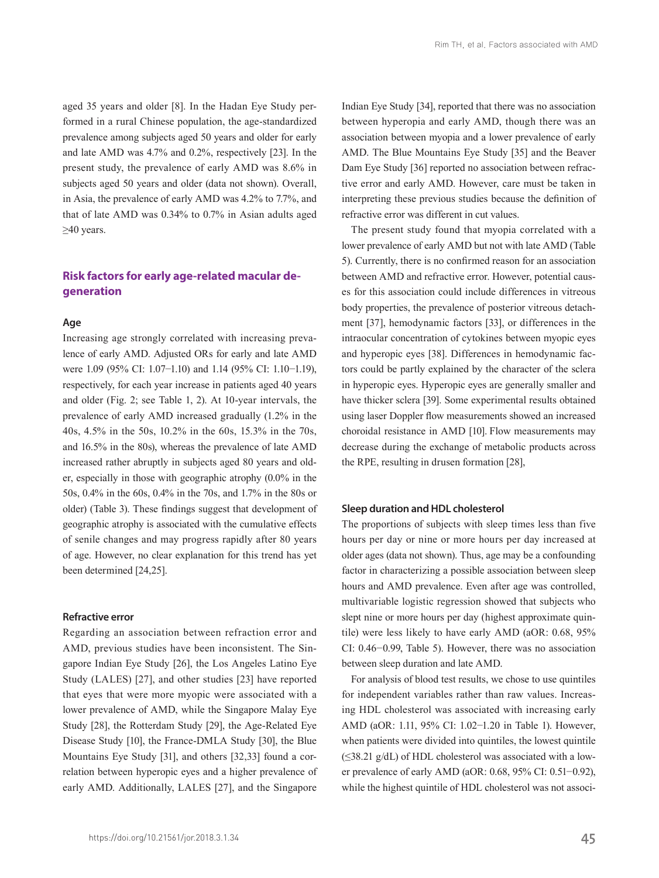aged 35 years and older [8]. In the Hadan Eye Study performed in a rural Chinese population, the age-standardized prevalence among subjects aged 50 years and older for early and late AMD was 4.7% and 0.2%, respectively [23]. In the present study, the prevalence of early AMD was 8.6% in subjects aged 50 years and older (data not shown). Overall, in Asia, the prevalence of early AMD was 4.2% to 7.7%, and that of late AMD was 0.34% to 0.7% in Asian adults aged ≥40 years.

## Risk factors for early age-related macular degeneration

### Age

Increasing age strongly correlated with increasing prevalence of early AMD. Adjusted ORs for early and late AMD were 1.09 (95% CI: 1.07–1.10) and 1.14 (95% CI: 1.10–1.19), respectively, for each year increase in patients aged 40 years and older (Fig. 2; see Table 1, 2). At 10-year intervals, the prevalence of early AMD increased gradually (1.2% in the 40s, 4.5% in the 50s, 10.2% in the 60s, 15.3% in the 70s, and 16.5% in the 80s), whereas the prevalence of late AMD increased rather abruptly in subjects aged 80 years and older, especially in those with geographic atrophy (0.0% in the 50s, 0.4% in the 60s, 0.4% in the 70s, and 1.7% in the 80s or older) (Table 3). These findings suggest that development of geographic atrophy is associated with the cumulative effects of senile changes and may progress rapidly after 80 years of age. However, no clear explanation for this trend has yet been determined [24,25].

### Refractive error

Regarding an association between refraction error and AMD, previous studies have been inconsistent. The Singapore Indian Eye Study [26], the Los Angeles Latino Eye Study (LALES) [27], and other studies [23] have reported that eyes that were more myopic were associated with a lower prevalence of AMD, while the Singapore Malay Eye Study [28], the Rotterdam Study [29], the Age-Related Eye Disease Study [10], the France-DMLA Study [30], the Blue Mountains Eye Study [31], and others [32,33] found a correlation between hyperopic eyes and a higher prevalence of early AMD. Additionally, LALES [27], and the Singapore Indian Eye Study [34], reported that there was no association between hyperopia and early AMD, though there was an association between myopia and a lower prevalence of early AMD. The Blue Mountains Eye Study [35] and the Beaver Dam Eye Study [36] reported no association between refractive error and early AMD. However, care must be taken in interpreting these previous studies because the definition of refractive error was different in cut values.

The present study found that myopia correlated with a lower prevalence of early AMD but not with late AMD (Table 5). Currently, there is no confirmed reason for an association between AMD and refractive error. However, potential causes for this association could include differences in vitreous body properties, the prevalence of posterior vitreous detachment [37], hemodynamic factors [33], or differences in the intraocular concentration of cytokines between myopic eyes and hyperopic eyes [38]. Differences in hemodynamic factors could be partly explained by the character of the sclera in hyperopic eyes. Hyperopic eyes are generally smaller and have thicker sclera [39]. Some experimental results obtained using laser Doppler flow measurements showed an increased choroidal resistance in AMD [10]. Flow measurements may decrease during the exchange of metabolic products across the RPE, resulting in drusen formation [28],

### Sleep duration and HDL cholesterol

The proportions of subjects with sleep times less than five hours per day or nine or more hours per day increased at older ages (data not shown). Thus, age may be a confounding factor in characterizing a possible association between sleep hours and AMD prevalence. Even after age was controlled, multivariable logistic regression showed that subjects who slept nine or more hours per day (highest approximate quintile) were less likely to have early AMD (aOR: 0.68, 95% CI: 0.46–0.99, Table 5). However, there was no association between sleep duration and late AMD.

For analysis of blood test results, we chose to use quintiles for independent variables rather than raw values. Increasing HDL cholesterol was associated with increasing early AMD (aOR: 1.11, 95% CI: 1.02–1.20 in Table 1). However, when patients were divided into quintiles, the lowest quintile (≤38.21 g/dL) of HDL cholesterol was associated with a lower prevalence of early AMD (aOR: 0.68, 95% CI: 0.51–0.92), while the highest quintile of HDL cholesterol was not associ-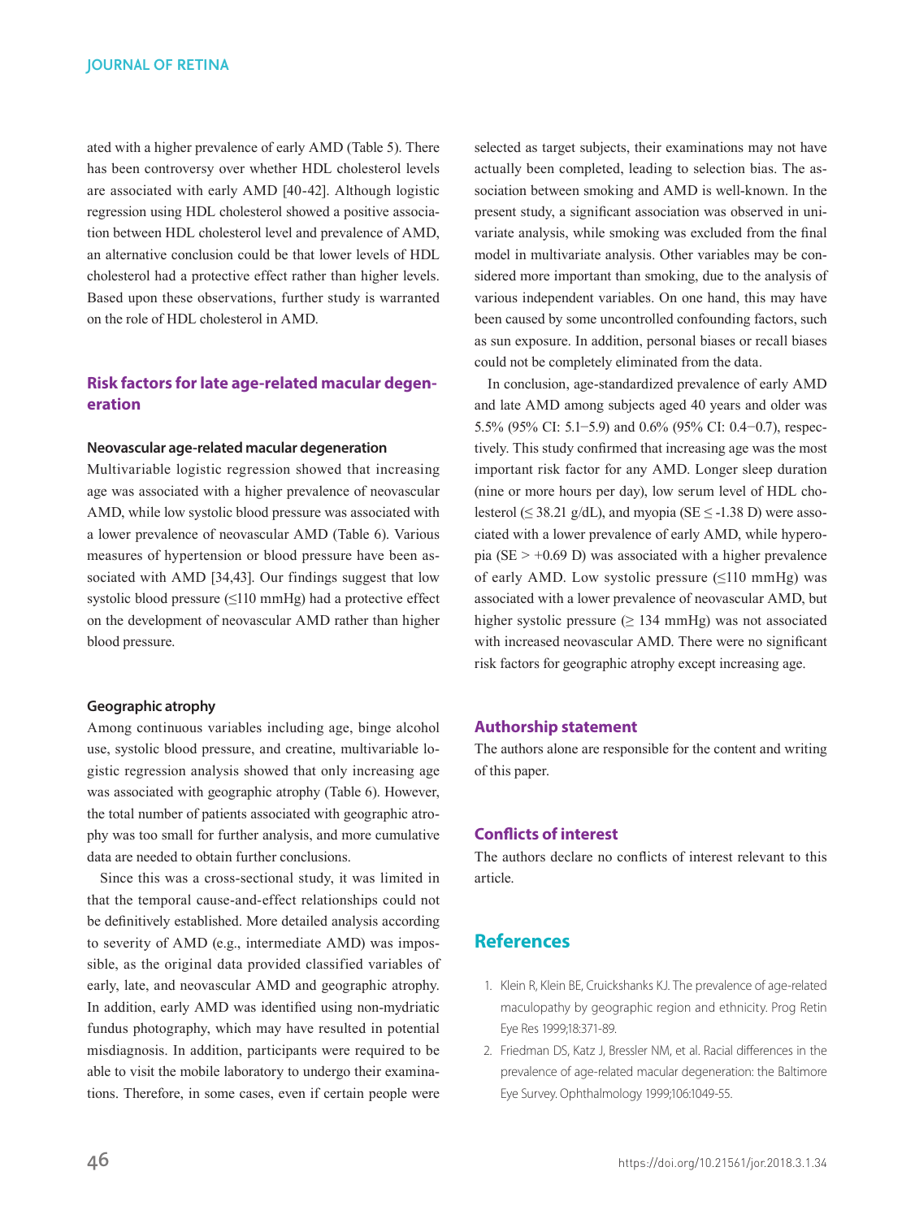ated with a higher prevalence of early AMD (Table 5). There has been controversy over whether HDL cholesterol levels are associated with early AMD [40-42]. Although logistic regression using HDL cholesterol showed a positive association between HDL cholesterol level and prevalence of AMD, an alternative conclusion could be that lower levels of HDL cholesterol had a protective effect rather than higher levels. Based upon these observations, further study is warranted on the role of HDL cholesterol in AMD.

## Risk factors for late age-related macular degeneration

### Neovascular age-related macular degeneration

Multivariable logistic regression showed that increasing age was associated with a higher prevalence of neovascular AMD, while low systolic blood pressure was associated with a lower prevalence of neovascular AMD (Table 6). Various measures of hypertension or blood pressure have been associated with AMD [34,43]. Our findings suggest that low systolic blood pressure (≤110 mmHg) had a protective effect on the development of neovascular AMD rather than higher blood pressure.

### Geographic atrophy

Among continuous variables including age, binge alcohol use, systolic blood pressure, and creatine, multivariable logistic regression analysis showed that only increasing age was associated with geographic atrophy (Table 6). However, the total number of patients associated with geographic atrophy was too small for further analysis, and more cumulative data are needed to obtain further conclusions.

Since this was a cross-sectional study, it was limited in that the temporal cause-and-effect relationships could not be definitively established. More detailed analysis according to severity of AMD (e.g., intermediate AMD) was impossible, as the original data provided classified variables of early, late, and neovascular AMD and geographic atrophy. In addition, early AMD was identified using non-mydriatic fundus photography, which may have resulted in potential misdiagnosis. In addition, participants were required to be able to visit the mobile laboratory to undergo their examinations. Therefore, in some cases, even if certain people were selected as target subjects, their examinations may not have actually been completed, leading to selection bias. The association between smoking and AMD is well-known. In the present study, a significant association was observed in univariate analysis, while smoking was excluded from the final model in multivariate analysis. Other variables may be considered more important than smoking, due to the analysis of various independent variables. On one hand, this may have been caused by some uncontrolled confounding factors, such as sun exposure. In addition, personal biases or recall biases could not be completely eliminated from the data.

In conclusion, age-standardized prevalence of early AMD and late AMD among subjects aged 40 years and older was 5.5% (95% CI: 5.1−5.9) and 0.6% (95% CI: 0.4−0.7), respectively. This study confirmed that increasing age was the most important risk factor for any AMD. Longer sleep duration (nine or more hours per day), low serum level of HDL cholesterol (≤ 38.21 g/dL), and myopia (SE ≤ -1.38 D) were associated with a lower prevalence of early AMD, while hyperopia (SE > +0.69 D) was associated with a higher prevalence of early AMD. Low systolic pressure (≤110 mmHg) was associated with a lower prevalence of neovascular AMD, but higher systolic pressure (≥ 134 mmHg) was not associated with increased neovascular AMD. There were no significant risk factors for geographic atrophy except increasing age.

## Authorship statement

The authors alone are responsible for the content and writing of this paper.

## Conflicts of interest

The authors declare no conflicts of interest relevant to this article.

# References

1. Klein R, Klein BE, Cruickshanks KJ. The prevalence of age-related maculopathy by geographic region and ethnicity. Prog Retin Eye Res 1999;18:371-89.
2. Friedman DS, Katz J, Bressler NM, et al. Racial differences in the prevalence of age-related macular degeneration: the Baltimore Eye Survey. Ophthalmology 1999;106:1049-55.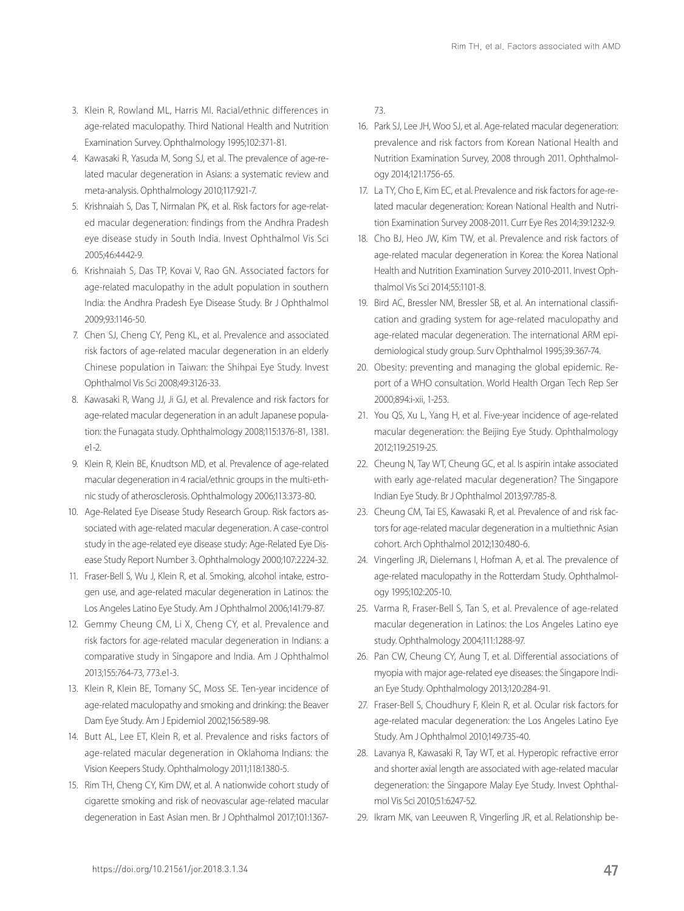3. Klein R, Rowland ML, Harris MI. Racial/ethnic differences in age-related maculopathy. Third National Health and Nutrition Examination Survey. Ophthalmology 1995;102:371-81.
4. Kawasaki R, Yasuda M, Song SJ, et al. The prevalence of age-related macular degeneration in Asians: a systematic review and meta-analysis. Ophthalmology 2010;117:921-7.
5. Krishnaiah S, Das T, Nirmalan PK, et al. Risk factors for age-related macular degeneration: findings from the Andhra Pradesh eye disease study in South India. Invest Ophthalmol Vis Sci 2005;46:4442-9.
6. Krishnaiah S, Das TP, Kovai V, Rao GN. Associated factors for age-related maculopathy in the adult population in southern India: the Andhra Pradesh Eye Disease Study. Br J Ophthalmol 2009;93:1146-50.
7. Chen SJ, Cheng CY, Peng KL, et al. Prevalence and associated risk factors of age-related macular degeneration in an elderly Chinese population in Taiwan: the Shihpai Eye Study. Invest Ophthalmol Vis Sci 2008;49:3126-33.
8. Kawasaki R, Wang JJ, Ji GJ, et al. Prevalence and risk factors for age-related macular degeneration in an adult Japanese population: the Funagata study. Ophthalmology 2008;115:1376-81, 1381.e1-2.
9. Klein R, Klein BE, Knudtson MD, et al. Prevalence of age-related macular degeneration in 4 racial/ethnic groups in the multi-ethnic study of atherosclerosis. Ophthalmology 2006;113:373-80.
10. Age-Related Eye Disease Study Research Group. Risk factors associated with age-related macular degeneration. A case-control study in the age-related eye disease study: Age-Related Eye Disease Study Report Number 3. Ophthalmology 2000;107:2224-32.
11. Fraser-Bell S, Wu J, Klein R, et al. Smoking, alcohol intake, estrogen use, and age-related macular degeneration in Latinos: the Los Angeles Latino Eye Study. Am J Ophthalmol 2006;141:79-87.
12. Gemmy Cheung CM, Li X, Cheng CY, et al. Prevalence and risk factors for age-related macular degeneration in Indians: a comparative study in Singapore and India. Am J Ophthalmol 2013;155:764-73, 773.e1-3.
13. Klein R, Klein BE, Tomany SC, Moss SE. Ten-year incidence of age-related maculopathy and smoking and drinking: the Beaver Dam Eye Study. Am J Epidemiol 2002;156:589-98.
14. Butt AL, Lee ET, Klein R, et al. Prevalence and risks factors of age-related macular degeneration in Oklahoma Indians: the Vision Keepers Study. Ophthalmology 2011;118:1380-5.
15. Rim TH, Cheng CY, Kim DW, et al. A nationwide cohort study of cigarette smoking and risk of neovascular age-related macular degeneration in East Asian men. Br J Ophthalmol 2017;101:1367-73.
16. Park SJ, Lee JH, Woo SJ, et al. Age-related macular degeneration: prevalence and risk factors from Korean National Health and Nutrition Examination Survey, 2008 through 2011. Ophthalmology 2014;121:1756-65.
17. La TY, Cho E, Kim EC, et al. Prevalence and risk factors for age-related macular degeneration: Korean National Health and Nutrition Examination Survey 2008-2011. Curr Eye Res 2014;39:1232-9.
18. Cho BJ, Heo JW, Kim TW, et al. Prevalence and risk factors of age-related macular degeneration in Korea: the Korea National Health and Nutrition Examination Survey 2010-2011. Invest Ophthalmol Vis Sci 2014;55:1101-8.
19. Bird AC, Bressler NM, Bressler SB, et al. An international classification and grading system for age-related maculopathy and age-related macular degeneration. The international ARM epidemiological study group. Surv Ophthalmol 1995;39:367-74.
20. Obesity: preventing and managing the global epidemic. Report of a WHO consultation. World Health Organ Tech Rep Ser 2000;894:i-xii, 1-253.
21. You QS, Xu L, Yang H, et al. Five-year incidence of age-related macular degeneration: the Beijing Eye Study. Ophthalmology 2012;119:2519-25.
22. Cheung N, Tay WT, Cheung GC, et al. Is aspirin intake associated with early age-related macular degeneration? The Singapore Indian Eye Study. Br J Ophthalmol 2013;97:785-8.
23. Cheung CM, Tai ES, Kawasaki R, et al. Prevalence of and risk factors for age-related macular degeneration in a multiethnic Asian cohort. Arch Ophthalmol 2012;130:480-6.
24. Vingerling JR, Dielemans I, Hofman A, et al. The prevalence of age-related maculopathy in the Rotterdam Study. Ophthalmology 1995;102:205-10.
25. Varma R, Fraser-Bell S, Tan S, et al. Prevalence of age-related macular degeneration in Latinos: the Los Angeles Latino eye study. Ophthalmology 2004;111:1288-97.
26. Pan CW, Cheung CY, Aung T, et al. Differential associations of myopia with major age-related eye diseases: the Singapore Indian Eye Study. Ophthalmology 2013;120:284-91.
27. Fraser-Bell S, Choudhury F, Klein R, et al. Ocular risk factors for age-related macular degeneration: the Los Angeles Latino Eye Study. Am J Ophthalmol 2010;149:735-40.
28. Lavanya R, Kawasaki R, Tay WT, et al. Hyperopic refractive error and shorter axial length are associated with age-related macular degeneration: the Singapore Malay Eye Study. Invest Ophthalmol Vis Sci 2010;51:6247-52.
29. Ikram MK, van Leeuwen R, Vingerling JR, et al. Relationship be-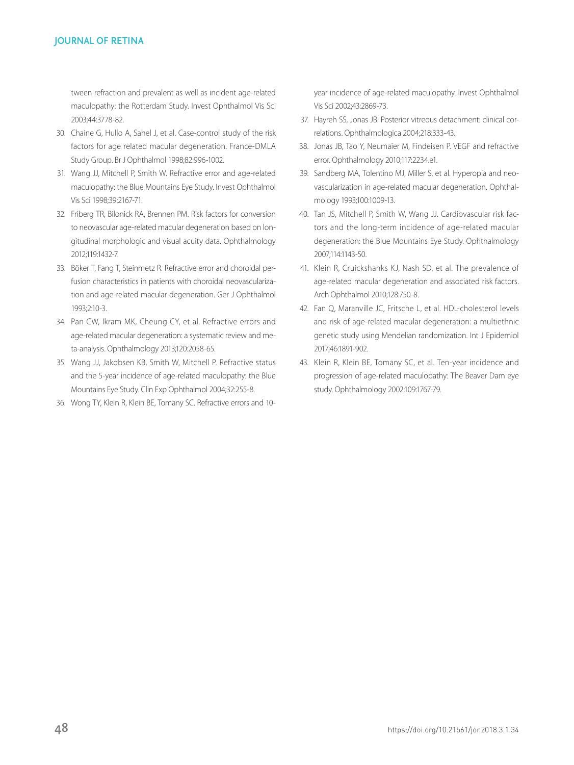tween refraction and prevalent as well as incident age-related maculopathy: the Rotterdam Study. Invest Ophthalmol Vis Sci 2003;44:3778-82.

30. Chaine G, Hullo A, Sahel J, et al. Case-control study of the risk factors for age related macular degeneration. France-DMLA Study Group. Br J Ophthalmol 1998;82:996-1002.
31. Wang JJ, Mitchell P, Smith W. Refractive error and age-related maculopathy: the Blue Mountains Eye Study. Invest Ophthalmol Vis Sci 1998;39:2167-71.
32. Friberg TR, Bilonick RA, Brennen PM. Risk factors for conversion to neovascular age-related macular degeneration based on longitudinal morphologic and visual acuity data. Ophthalmology 2012;119:1432-7.
33. Böker T, Fang T, Steinmetz R. Refractive error and choroidal perfusion characteristics in patients with choroidal neovascularization and age-related macular degeneration. Ger J Ophthalmol 1993;2:10-3.
34. Pan CW, Ikram MK, Cheung CY, et al. Refractive errors and age-related macular degeneration: a systematic review and meta-analysis. Ophthalmology 2013;120:2058-65.
35. Wang JJ, Jakobsen KB, Smith W, Mitchell P. Refractive status and the 5-year incidence of age-related maculopathy: the Blue Mountains Eye Study. Clin Exp Ophthalmol 2004;32:255-8.
36. Wong TY, Klein R, Klein BE, Tomany SC. Refractive errors and 10-year incidence of age-related maculopathy. Invest Ophthalmol Vis Sci 2002;43:2869-73.
37. Hayreh SS, Jonas JB. Posterior vitreous detachment: clinical correlations. Ophthalmologica 2004;218:333-43.
38. Jonas JB, Tao Y, Neumaier M, Findeisen P. VEGF and refractive error. Ophthalmology 2010;117:2234.e1.
39. Sandberg MA, Tolentino MJ, Miller S, et al. Hyperopia and neovascularization in age-related macular degeneration. Ophthalmology 1993;100:1009-13.
40. Tan JS, Mitchell P, Smith W, Wang JJ. Cardiovascular risk factors and the long-term incidence of age-related macular degeneration: the Blue Mountains Eye Study. Ophthalmology 2007;114:1143-50.
41. Klein R, Cruickshanks KJ, Nash SD, et al. The prevalence of age-related macular degeneration and associated risk factors. Arch Ophthalmol 2010;128:750-8.
42. Fan Q, Maranville JC, Fritsche L, et al. HDL-cholesterol levels and risk of age-related macular degeneration: a multiethnic genetic study using Mendelian randomization. Int J Epidemiol 2017;46:1891-902.
43. Klein R, Klein BE, Tomany SC, et al. Ten-year incidence and progression of age-related maculopathy: The Beaver Dam eye study. Ophthalmology 2002;109:1767-79.